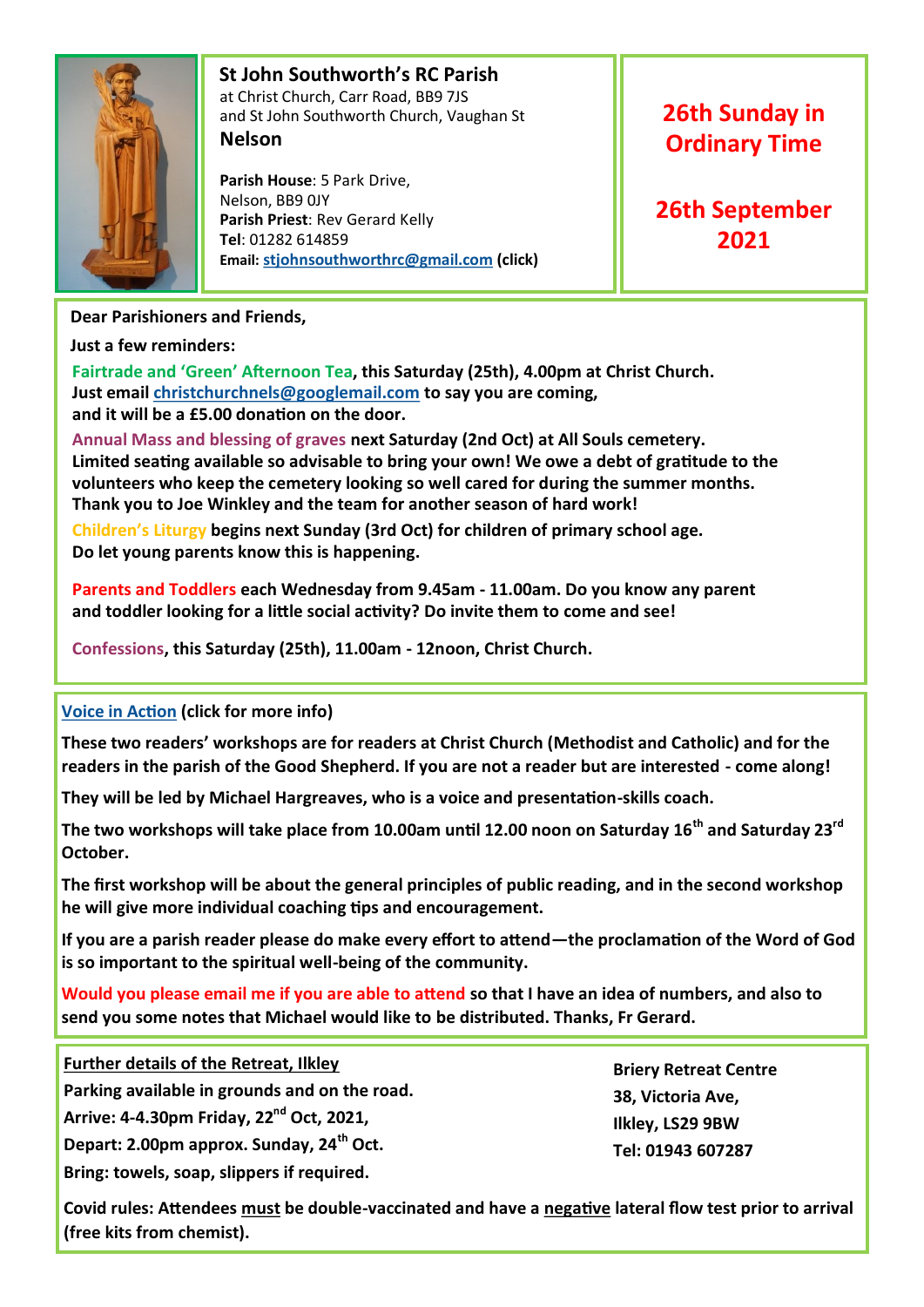**St John Southworth's RC Parish**
at Christ Church, Carr Road, BB9 7JS
and St John Southworth Church, Vaughan St
**Nelson**

**Parish House**: 5 Park Drive,
Nelson, BB9 0JY
**Parish Priest**: Rev Gerard Kelly
**Tel**: 01282 614859
**Email:** stjohnsouthworthrc@gmail.com (click)

## 26th Sunday in Ordinary Time

## 26th September 2021

**Dear Parishioners and Friends,**

**Just a few reminders:**

**Fairtrade and 'Green' Afternoon Tea, this Saturday (25th), 4.00pm at Christ Church. Just email christchurchnels@googlemail.com to say you are coming, and it will be a £5.00 donation on the door.**

**Annual Mass and blessing of graves next Saturday (2nd Oct) at All Souls cemetery. Limited seating available so advisable to bring your own! We owe a debt of gratitude to the volunteers who keep the cemetery looking so well cared for during the summer months. Thank you to Joe Winkley and the team for another season of hard work!**

**Children's Liturgy begins next Sunday (3rd Oct) for children of primary school age. Do let young parents know this is happening.**

**Parents and Toddlers each Wednesday from 9.45am - 11.00am. Do you know any parent and toddler looking for a little social activity? Do invite them to come and see!**

**Confessions, this Saturday (25th), 11.00am - 12noon, Christ Church.**

**Voice in Action (click for more info)**

**These two readers' workshops are for readers at Christ Church (Methodist and Catholic) and for the readers in the parish of the Good Shepherd. If you are not a reader but are interested - come along!**

**They will be led by Michael Hargreaves, who is a voice and presentation-skills coach.**

**The two workshops will take place from 10.00am until 12.00 noon on Saturday 16th and Saturday 23rd October.**

**The first workshop will be about the general principles of public reading, and in the second workshop he will give more individual coaching tips and encouragement.**

**If you are a parish reader please do make every effort to attend—the proclamation of the Word of God is so important to the spiritual well-being of the community.**

**Would you please email me if you are able to attend so that I have an idea of numbers, and also to send you some notes that Michael would like to be distributed. Thanks, Fr Gerard.**

**Further details of the Retreat, Ilkley**

**Parking available in grounds and on the road.**
**Arrive: 4-4.30pm Friday, 22nd Oct, 2021,**
**Depart: 2.00pm approx. Sunday, 24th Oct.**
**Bring: towels, soap, slippers if required.**

**Briery Retreat Centre**
**38, Victoria Ave,**
**Ilkley, LS29 9BW**
**Tel: 01943 607287**

**Covid rules: Attendees must be double-vaccinated and have a negative lateral flow test prior to arrival (free kits from chemist).**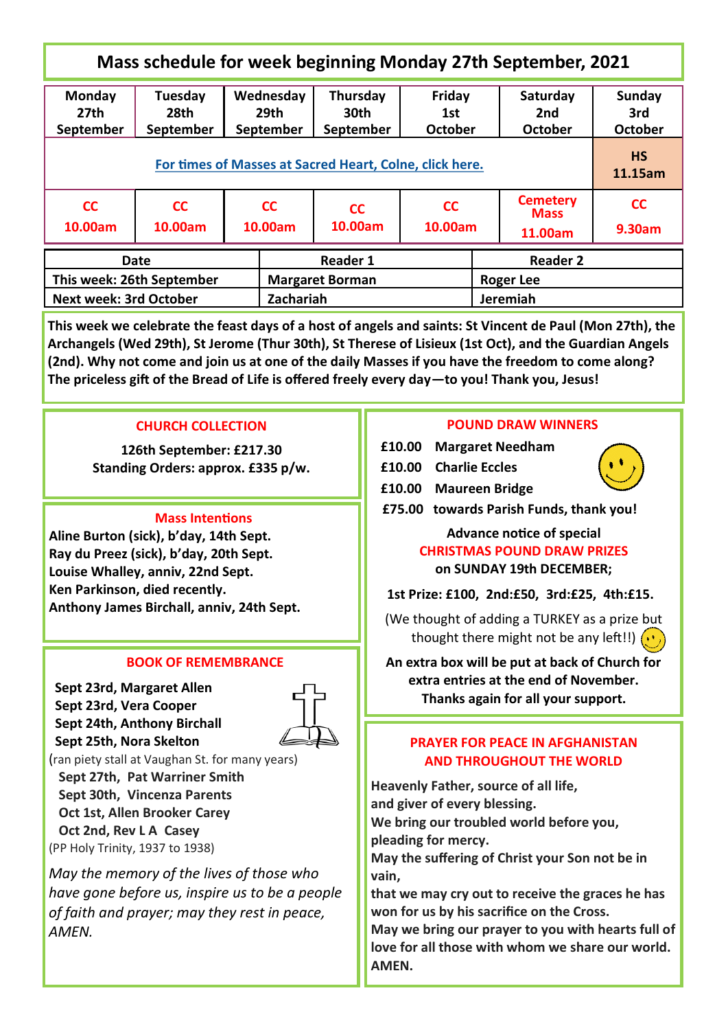# Mass schedule for week beginning Monday 27th September, 2021

| Monday 27th September | Tuesday 28th September | Wednesday 29th September | Thursday 30th September | Friday 1st October | Saturday 2nd October | Sunday 3rd October |
|---|---|---|---|---|---|---|
| For times of Masses at Sacred Heart, Colne, click here. | | | | | | HS 11.15am |
| CC 10.00am | CC 10.00am | CC 10.00am | CC 10.00am | CC 10.00am | Cemetery Mass 11.00am | CC 9.30am |

| Date | Reader 1 | Reader 2 |
|---|---|---|
| This week: 26th September | Margaret Borman | Roger Lee |
| Next week: 3rd October | Zachariah | Jeremiah |

**This week we celebrate the feast days of a host of angels and saints: St Vincent de Paul (Mon 27th), the Archangels (Wed 29th), St Jerome (Thur 30th), St Therese of Lisieux (1st Oct), and the Guardian Angels (2nd). Why not come and join us at one of the daily Masses if you have the freedom to come along? The priceless gift of the Bread of Life is offered freely every day—to you! Thank you, Jesus!**

## CHURCH COLLECTION

**126th September: £217.30**
**Standing Orders: approx. £335 p/w.**

## Mass Intentions

**Aline Burton (sick), b'day, 14th Sept.**
**Ray du Preez (sick), b'day, 20th Sept.**
**Louise Whalley, anniv, 22nd Sept.**
**Ken Parkinson, died recently.**
**Anthony James Birchall, anniv, 24th Sept.**

## BOOK OF REMEMBRANCE

**Sept 23rd, Margaret Allen**
**Sept 23rd, Vera Cooper**
**Sept 24th, Anthony Birchall**
**Sept 25th, Nora Skelton**
(ran piety stall at Vaughan St. for many years)
**Sept 27th, Pat Warriner Smith**
**Sept 30th, Vincenza Parents**
**Oct 1st, Allen Brooker Carey**
**Oct 2nd, Rev L A Casey**
(PP Holy Trinity, 1937 to 1938)

*May the memory of the lives of those who have gone before us, inspire us to be a people of faith and prayer; may they rest in peace, AMEN.*

## POUND DRAW WINNERS

**£10.00 Margaret Needham**
**£10.00 Charlie Eccles**
**£10.00 Maureen Bridge**
**£75.00 towards Parish Funds, thank you!**

**Advance notice of special**
**CHRISTMAS POUND DRAW PRIZES**
**on SUNDAY 19th DECEMBER;**

**1st Prize: £100, 2nd:£50, 3rd:£25, 4th:£15.**

(We thought of adding a TURKEY as a prize but thought there might not be any left!!)

**An extra box will be put at back of Church for extra entries at the end of November. Thanks again for all your support.**

## PRAYER FOR PEACE IN AFGHANISTAN AND THROUGHOUT THE WORLD

**Heavenly Father, source of all life,**
**and giver of every blessing.**
**We bring our troubled world before you,**
**pleading for mercy.**
**May the suffering of Christ your Son not be in vain,**
**that we may cry out to receive the graces he has won for us by his sacrifice on the Cross.**
**May we bring our prayer to you with hearts full of love for all those with whom we share our world.**
**AMEN.**